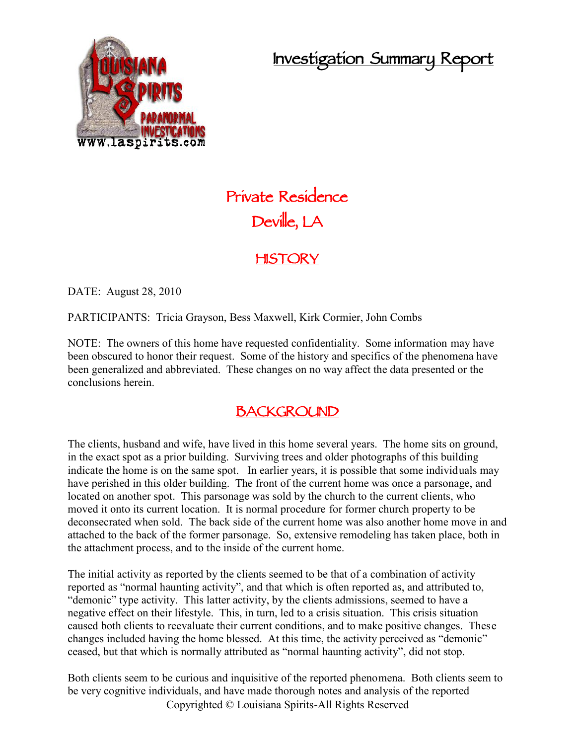# Investigation Summary Report

## Private Residence
## Deville, LA

## HISTORY

DATE: August 28, 2010

PARTICIPANTS: Tricia Grayson, Bess Maxwell, Kirk Cormier, John Combs

NOTE: The owners of this home have requested confidentiality. Some information may have been obscured to honor their request. Some of the history and specifics of the phenomena have been generalized and abbreviated. These changes on no way affect the data presented or the conclusions herein.

## BACKGROUND

The clients, husband and wife, have lived in this home several years. The home sits on ground, in the exact spot as a prior building. Surviving trees and older photographs of this building indicate the home is on the same spot. In earlier years, it is possible that some individuals may have perished in this older building. The front of the current home was once a parsonage, and located on another spot. This parsonage was sold by the church to the current clients, who moved it onto its current location. It is normal procedure for former church property to be deconsecrated when sold. The back side of the current home was also another home move in and attached to the back of the former parsonage. So, extensive remodeling has taken place, both in the attachment process, and to the inside of the current home.

The initial activity as reported by the clients seemed to be that of a combination of activity reported as "normal haunting activity", and that which is often reported as, and attributed to, "demonic" type activity. This latter activity, by the clients admissions, seemed to have a negative effect on their lifestyle. This, in turn, led to a crisis situation. This crisis situation caused both clients to reevaluate their current conditions, and to make positive changes. These changes included having the home blessed. At this time, the activity perceived as "demonic" ceased, but that which is normally attributed as "normal haunting activity", did not stop.

Both clients seem to be curious and inquisitive of the reported phenomena. Both clients seem to be very cognitive individuals, and have made thorough notes and analysis of the reported

Copyrighted © Louisiana Spirits-All Rights Reserved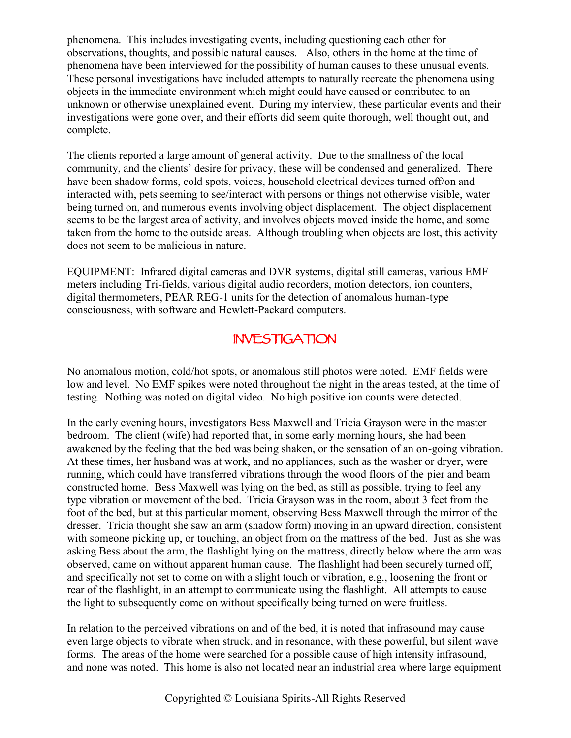phenomena. This includes investigating events, including questioning each other for observations, thoughts, and possible natural causes. Also, others in the home at the time of phenomena have been interviewed for the possibility of human causes to these unusual events. These personal investigations have included attempts to naturally recreate the phenomena using objects in the immediate environment which might could have caused or contributed to an unknown or otherwise unexplained event. During my interview, these particular events and their investigations were gone over, and their efforts did seem quite thorough, well thought out, and complete.

The clients reported a large amount of general activity. Due to the smallness of the local community, and the clients' desire for privacy, these will be condensed and generalized. There have been shadow forms, cold spots, voices, household electrical devices turned off/on and interacted with, pets seeming to see/interact with persons or things not otherwise visible, water being turned on, and numerous events involving object displacement. The object displacement seems to be the largest area of activity, and involves objects moved inside the home, and some taken from the home to the outside areas. Although troubling when objects are lost, this activity does not seem to be malicious in nature.

EQUIPMENT: Infrared digital cameras and DVR systems, digital still cameras, various EMF meters including Tri-fields, various digital audio recorders, motion detectors, ion counters, digital thermometers, PEAR REG-1 units for the detection of anomalous human-type consciousness, with software and Hewlett-Packard computers.

## INVESTIGATION

No anomalous motion, cold/hot spots, or anomalous still photos were noted. EMF fields were low and level. No EMF spikes were noted throughout the night in the areas tested, at the time of testing. Nothing was noted on digital video. No high positive ion counts were detected.

In the early evening hours, investigators Bess Maxwell and Tricia Grayson were in the master bedroom. The client (wife) had reported that, in some early morning hours, she had been awakened by the feeling that the bed was being shaken, or the sensation of an on-going vibration. At these times, her husband was at work, and no appliances, such as the washer or dryer, were running, which could have transferred vibrations through the wood floors of the pier and beam constructed home. Bess Maxwell was lying on the bed, as still as possible, trying to feel any type vibration or movement of the bed. Tricia Grayson was in the room, about 3 feet from the foot of the bed, but at this particular moment, observing Bess Maxwell through the mirror of the dresser. Tricia thought she saw an arm (shadow form) moving in an upward direction, consistent with someone picking up, or touching, an object from on the mattress of the bed. Just as she was asking Bess about the arm, the flashlight lying on the mattress, directly below where the arm was observed, came on without apparent human cause. The flashlight had been securely turned off, and specifically not set to come on with a slight touch or vibration, e.g., loosening the front or rear of the flashlight, in an attempt to communicate using the flashlight. All attempts to cause the light to subsequently come on without specifically being turned on were fruitless.

In relation to the perceived vibrations on and of the bed, it is noted that infrasound may cause even large objects to vibrate when struck, and in resonance, with these powerful, but silent wave forms. The areas of the home were searched for a possible cause of high intensity infrasound, and none was noted. This home is also not located near an industrial area where large equipment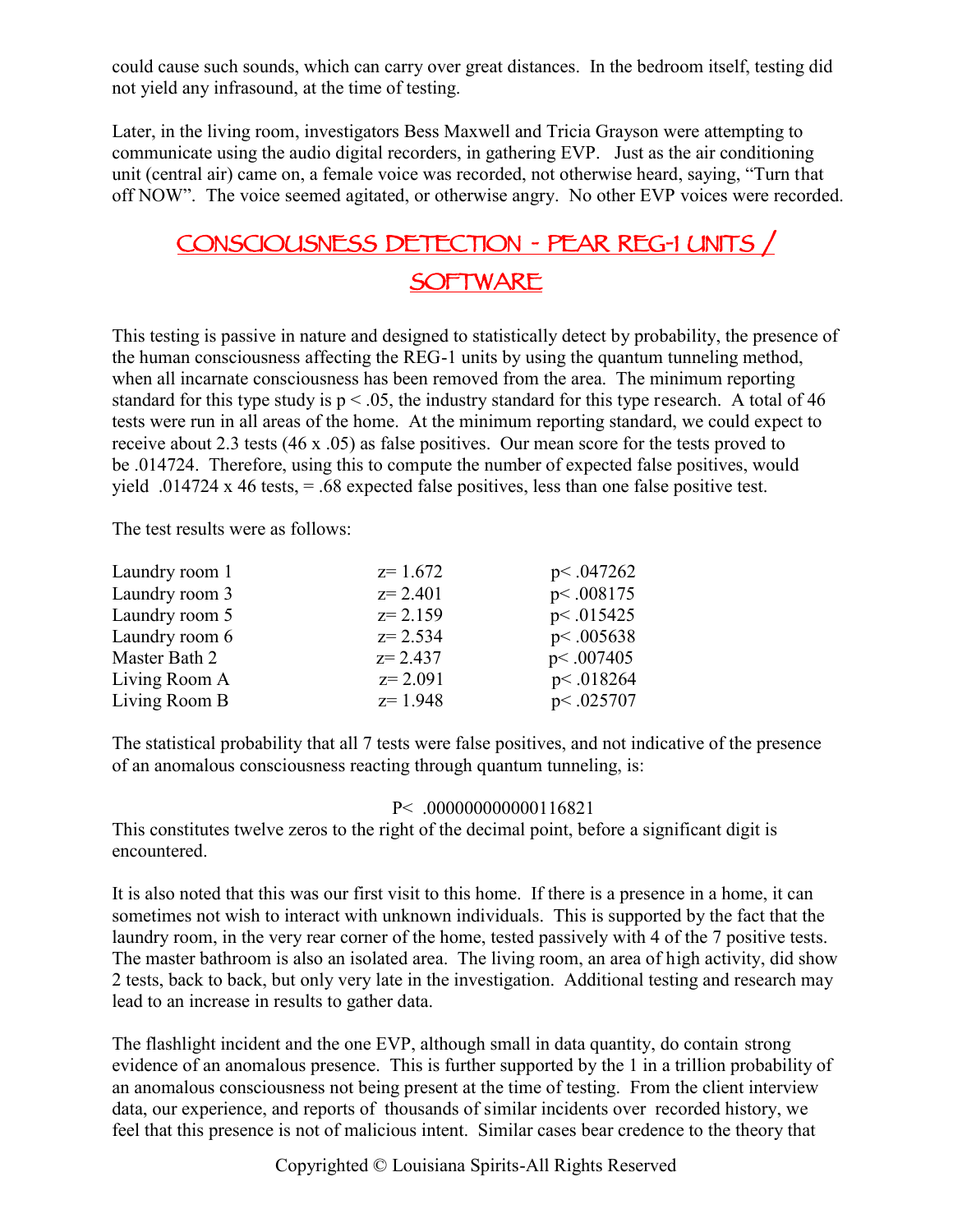could cause such sounds, which can carry over great distances. In the bedroom itself, testing did not yield any infrasound, at the time of testing.

Later, in the living room, investigators Bess Maxwell and Tricia Grayson were attempting to communicate using the audio digital recorders, in gathering EVP. Just as the air conditioning unit (central air) came on, a female voice was recorded, not otherwise heard, saying, "Turn that off NOW". The voice seemed agitated, or otherwise angry. No other EVP voices were recorded.

## CONSCIOUSNESS DETECTION - PEAR REG-1 UNITS / SOFTWARE

This testing is passive in nature and designed to statistically detect by probability, the presence of the human consciousness affecting the REG-1 units by using the quantum tunneling method, when all incarnate consciousness has been removed from the area. The minimum reporting standard for this type study is $p < .05$, the industry standard for this type research. A total of 46 tests were run in all areas of the home. At the minimum reporting standard, we could expect to receive about 2.3 tests (46 x .05) as false positives. Our mean score for the tests proved to be .014724. Therefore, using this to compute the number of expected false positives, would yield .014724 x 46 tests, = .68 expected false positives, less than one false positive test.

The test results were as follows:

| | | |
|---|---|---|
| Laundry room 1 | $z= 1.672$ | $p< .047262$ |
| Laundry room 3 | $z= 2.401$ | $p< .008175$ |
| Laundry room 5 | $z= 2.159$ | $p< .015425$ |
| Laundry room 6 | $z= 2.534$ | $p< .005638$ |
| Master Bath 2 | $z= 2.437$ | $p< .007405$ |
| Living Room A | $z= 2.091$ | $p< .018264$ |
| Living Room B | $z= 1.948$ | $p< .025707$ |

The statistical probability that all 7 tests were false positives, and not indicative of the presence of an anomalous consciousness reacting through quantum tunneling, is:

$$P< .000000000000116821$$

This constitutes twelve zeros to the right of the decimal point, before a significant digit is encountered.

It is also noted that this was our first visit to this home. If there is a presence in a home, it can sometimes not wish to interact with unknown individuals. This is supported by the fact that the laundry room, in the very rear corner of the home, tested passively with 4 of the 7 positive tests. The master bathroom is also an isolated area. The living room, an area of high activity, did show 2 tests, back to back, but only very late in the investigation. Additional testing and research may lead to an increase in results to gather data.

The flashlight incident and the one EVP, although small in data quantity, do contain strong evidence of an anomalous presence. This is further supported by the 1 in a trillion probability of an anomalous consciousness not being present at the time of testing. From the client interview data, our experience, and reports of thousands of similar incidents over recorded history, we feel that this presence is not of malicious intent. Similar cases bear credence to the theory that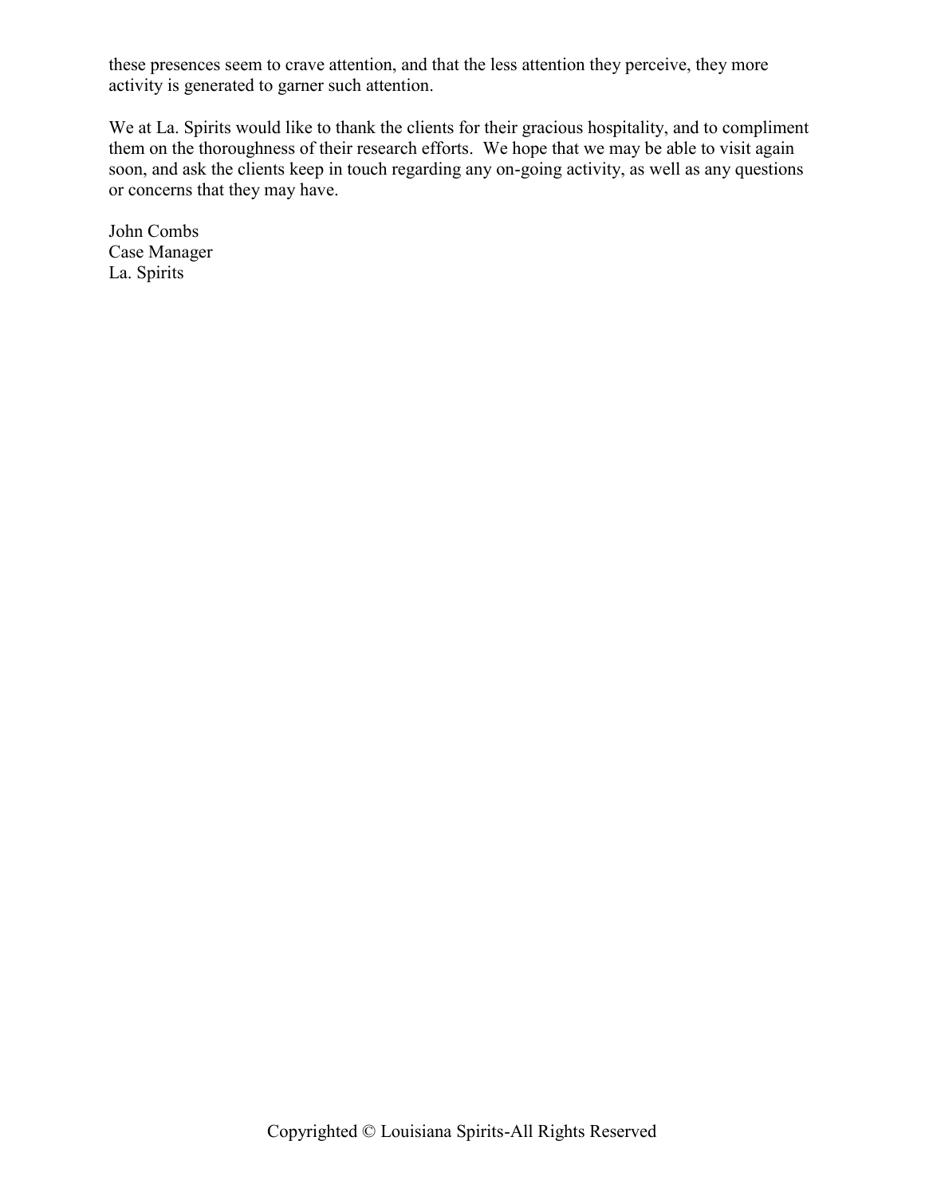these presences seem to crave attention, and that the less attention they perceive, they more activity is generated to garner such attention.

We at La. Spirits would like to thank the clients for their gracious hospitality, and to compliment them on the thoroughness of their research efforts. We hope that we may be able to visit again soon, and ask the clients keep in touch regarding any on-going activity, as well as any questions or concerns that they may have.

John Combs
Case Manager
La. Spirits

Copyrighted © Louisiana Spirits-All Rights Reserved